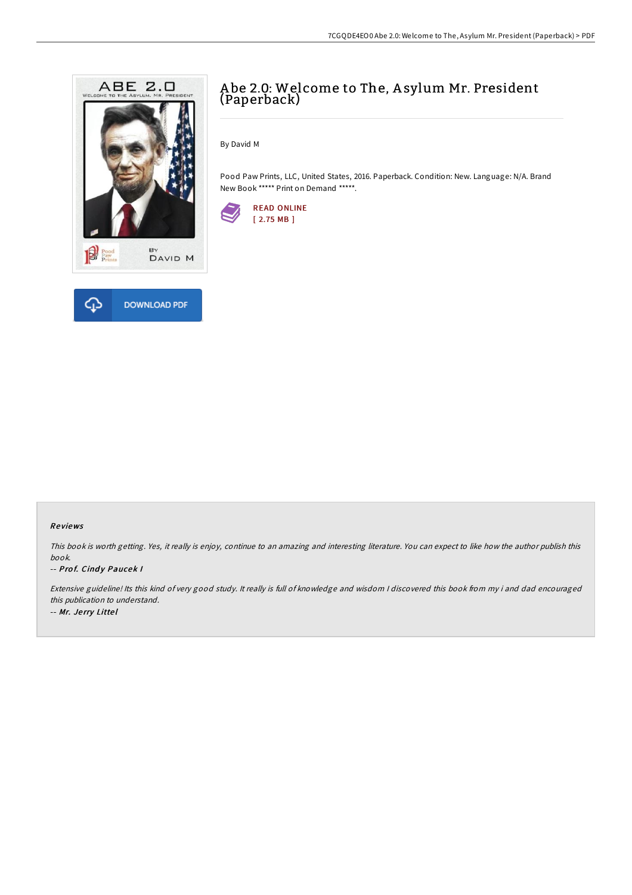# Abe 2.0: Welcome to The, Asylum Mr. President (Paperback)

By David M

Pood Paw Prints, LLC, United States, 2016. Paperback. Condition: New. Language: N/A. Brand New Book ***** Print on Demand *****.

READ ONLINE
[ 2.75 MB ]

DOWNLOAD PDF

### Reviews

*This book is worth getting. Yes, it really is enjoy, continue to an amazing and interesting literature. You can expect to like how the author publish this book.*

-- ***Prof. Cindy Paucek I***

*Extensive guideline! Its this kind of very good study. It really is full of knowledge and wisdom I discovered this book from my i and dad encouraged this publication to understand.*

-- ***Mr. Jerry Littel***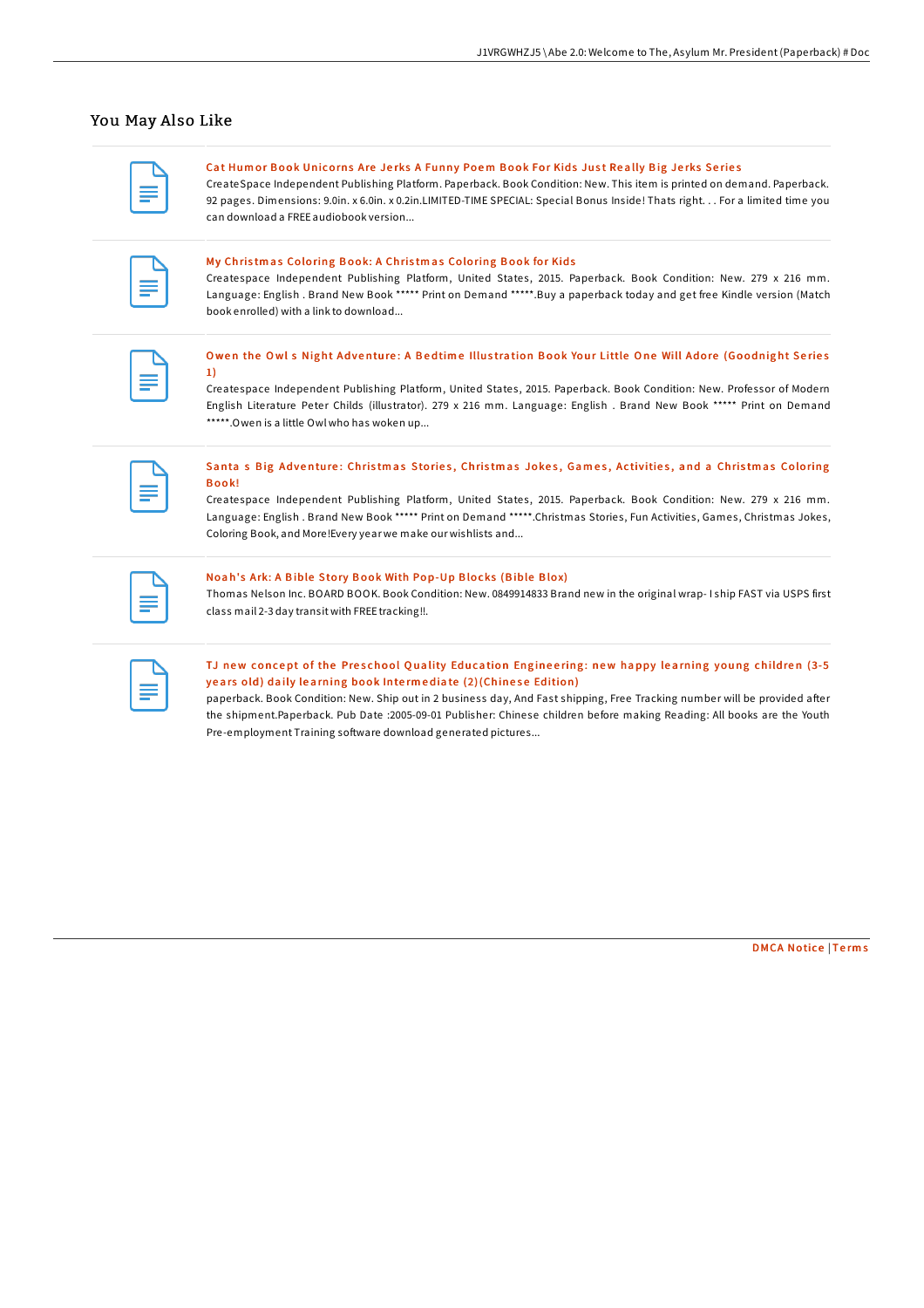## You May Also Like

### Cat Humor Book Unicorns Are Jerks A Funny Poem Book For Kids Just Really Big Jerks Series

CreateSpace Independent Publishing Platform. Paperback. Book Condition: New. This item is printed on demand. Paperback. 92 pages. Dimensions: 9.0in. x 6.0in. x 0.2in.LIMITED-TIME SPECIAL: Special Bonus Inside! Thats right. . . For a limited time you can download a FREE audiobook version...

### My Christmas Coloring Book: A Christmas Coloring Book for Kids

Createspace Independent Publishing Platform, United States, 2015. Paperback. Book Condition: New. 279 x 216 mm. Language: English . Brand New Book ***** Print on Demand *****.Buy a paperback today and get free Kindle version (Match book enrolled) with a link to download...

### Owen the Owl s Night Adventure: A Bedtime Illustration Book Your Little One Will Adore (Goodnight Series 1)

Createspace Independent Publishing Platform, United States, 2015. Paperback. Book Condition: New. Professor of Modern English Literature Peter Childs (illustrator). 279 x 216 mm. Language: English . Brand New Book ***** Print on Demand *****.Owen is a little Owl who has woken up...

### Santa s Big Adventure: Christmas Stories, Christmas Jokes, Games, Activities, and a Christmas Coloring Book!

Createspace Independent Publishing Platform, United States, 2015. Paperback. Book Condition: New. 279 x 216 mm. Language: English . Brand New Book ***** Print on Demand *****.Christmas Stories, Fun Activities, Games, Christmas Jokes, Coloring Book, and More!Every year we make our wishlists and...

### Noah's Ark: A Bible Story Book With Pop-Up Blocks (Bible Blox)

Thomas Nelson Inc. BOARD BOOK. Book Condition: New. 0849914833 Brand new in the original wrap- I ship FAST via USPS first class mail 2-3 day transit with FREE tracking!!.

### TJ new concept of the Preschool Quality Education Engineering: new happy learning young children (3-5 years old) daily learning book Intermediate (2)(Chinese Edition)

paperback. Book Condition: New. Ship out in 2 business day, And Fast shipping, Free Tracking number will be provided after the shipment.Paperback. Pub Date :2005-09-01 Publisher: Chinese children before making Reading: All books are the Youth Pre-employment Training software download generated pictures...

DMCA Notice | Terms